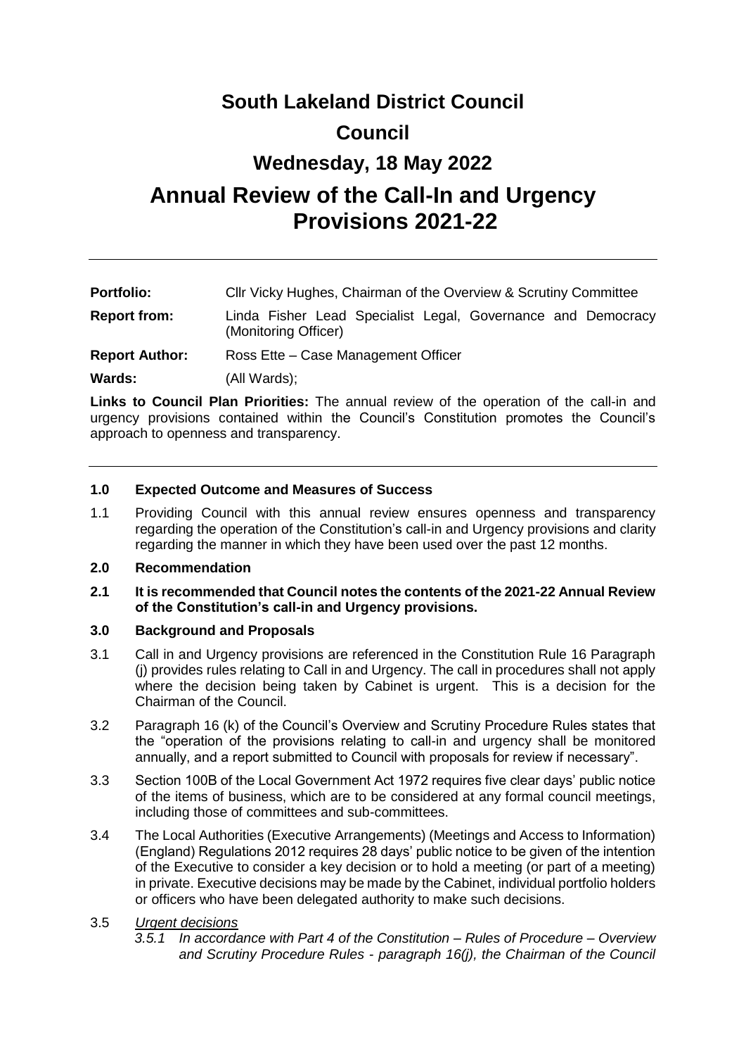# South Lakeland District Council

# Council

# Wednesday, 18 May 2022

# Annual Review of the Call-In and Urgency Provisions 2021-22

| | |
|---|---|
| **Portfolio:** | Cllr Vicky Hughes, Chairman of the Overview & Scrutiny Committee |
| **Report from:** | Linda Fisher Lead Specialist Legal, Governance and Democracy (Monitoring Officer) |
| **Report Author:** | Ross Ette – Case Management Officer |
| **Wards:** | (All Wards); |

**Links to Council Plan Priorities:** The annual review of the operation of the call-in and urgency provisions contained within the Council's Constitution promotes the Council's approach to openness and transparency.

## 1.0 Expected Outcome and Measures of Success

1.1 Providing Council with this annual review ensures openness and transparency regarding the operation of the Constitution's call-in and Urgency provisions and clarity regarding the manner in which they have been used over the past 12 months.

## 2.0 Recommendation

**2.1 It is recommended that Council notes the contents of the 2021-22 Annual Review of the Constitution's call-in and Urgency provisions.**

## 3.0 Background and Proposals

3.1 Call in and Urgency provisions are referenced in the Constitution Rule 16 Paragraph (j) provides rules relating to Call in and Urgency. The call in procedures shall not apply where the decision being taken by Cabinet is urgent. This is a decision for the Chairman of the Council.

3.2 Paragraph 16 (k) of the Council's Overview and Scrutiny Procedure Rules states that the "operation of the provisions relating to call-in and urgency shall be monitored annually, and a report submitted to Council with proposals for review if necessary".

3.3 Section 100B of the Local Government Act 1972 requires five clear days' public notice of the items of business, which are to be considered at any formal council meetings, including those of committees and sub-committees.

3.4 The Local Authorities (Executive Arrangements) (Meetings and Access to Information) (England) Regulations 2012 requires 28 days' public notice to be given of the intention of the Executive to consider a key decision or to hold a meeting (or part of a meeting) in private. Executive decisions may be made by the Cabinet, individual portfolio holders or officers who have been delegated authority to make such decisions.

3.5 *Urgent decisions*

*3.5.1 In accordance with Part 4 of the Constitution – Rules of Procedure – Overview and Scrutiny Procedure Rules - paragraph 16(j), the Chairman of the Council*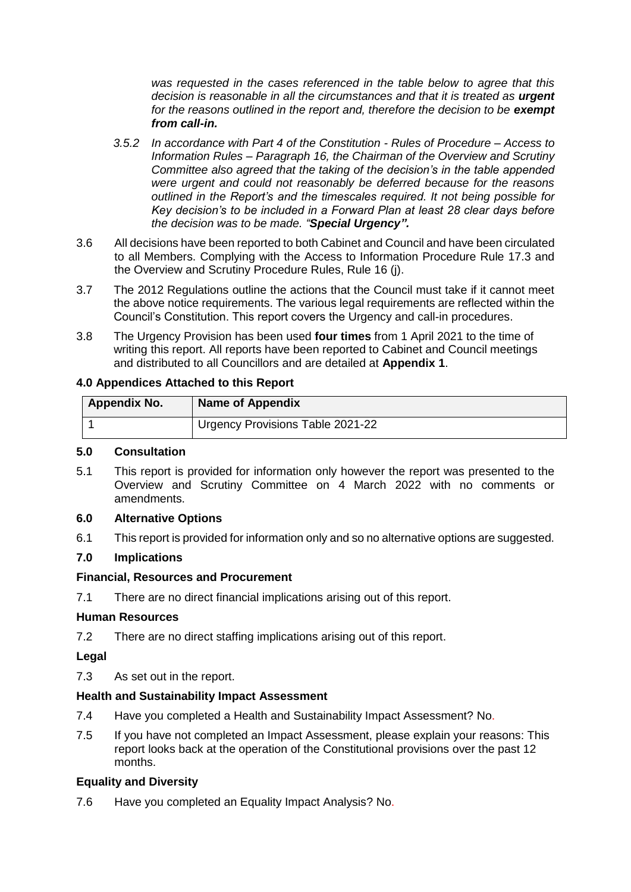*was requested in the cases referenced in the table below to agree that this decision is reasonable in all the circumstances and that it is treated as **urgent** for the reasons outlined in the report and, therefore the decision to be **exempt from call-in.***

*3.5.2 In accordance with Part 4 of the Constitution - Rules of Procedure – Access to Information Rules – Paragraph 16, the Chairman of the Overview and Scrutiny Committee also agreed that the taking of the decision's in the table appended were urgent and could not reasonably be deferred because for the reasons outlined in the Report's and the timescales required. It not being possible for Key decision's to be included in a Forward Plan at least 28 clear days before the decision was to be made. "**Special Urgency".***

3.6 All decisions have been reported to both Cabinet and Council and have been circulated to all Members. Complying with the Access to Information Procedure Rule 17.3 and the Overview and Scrutiny Procedure Rules, Rule 16 (j).

3.7 The 2012 Regulations outline the actions that the Council must take if it cannot meet the above notice requirements. The various legal requirements are reflected within the Council's Constitution. This report covers the Urgency and call-in procedures.

3.8 The Urgency Provision has been used **four times** from 1 April 2021 to the time of writing this report. All reports have been reported to Cabinet and Council meetings and distributed to all Councillors and are detailed at **Appendix 1**.

### 4.0 Appendices Attached to this Report

| Appendix No. | Name of Appendix |
|---|---|
| 1 | Urgency Provisions Table 2021-22 |

### 5.0 Consultation

5.1 This report is provided for information only however the report was presented to the Overview and Scrutiny Committee on 4 March 2022 with no comments or amendments.

### 6.0 Alternative Options

6.1 This report is provided for information only and so no alternative options are suggested.

### 7.0 Implications

**Financial, Resources and Procurement**

7.1 There are no direct financial implications arising out of this report.

**Human Resources**

7.2 There are no direct staffing implications arising out of this report.

**Legal**

7.3 As set out in the report.

**Health and Sustainability Impact Assessment**

7.4 Have you completed a Health and Sustainability Impact Assessment? No.

7.5 If you have not completed an Impact Assessment, please explain your reasons: This report looks back at the operation of the Constitutional provisions over the past 12 months.

**Equality and Diversity**

7.6 Have you completed an Equality Impact Analysis? No.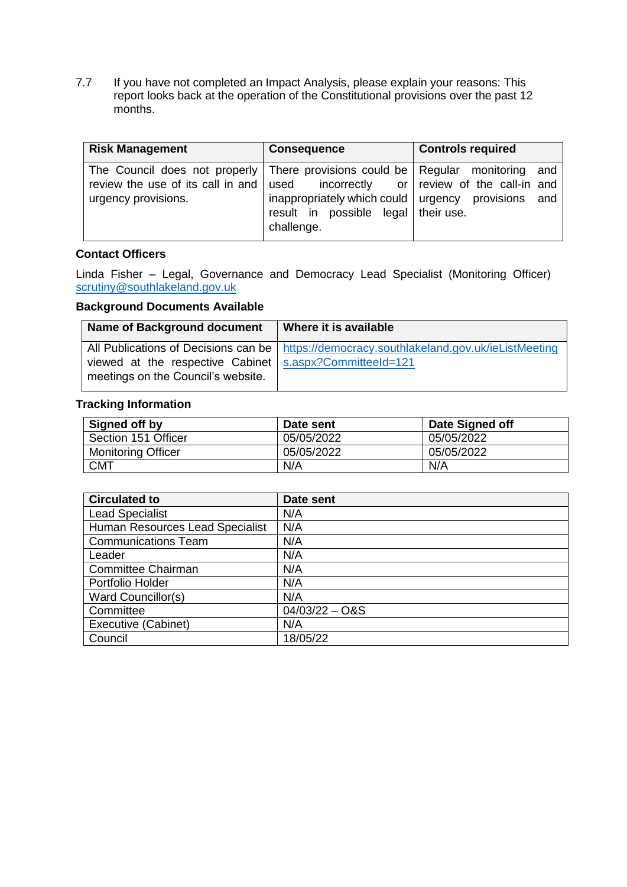7.7 If you have not completed an Impact Analysis, please explain your reasons: This report looks back at the operation of the Constitutional provisions over the past 12 months.

| Risk Management | Consequence | Controls required |
|---|---|---|
| The Council does not properly review the use of its call in and urgency provisions. | There provisions could be used incorrectly or inappropriately which could result in possible legal challenge. | Regular monitoring and review of the call-in and urgency provisions and their use. |

**Contact Officers**

Linda Fisher – Legal, Governance and Democracy Lead Specialist (Monitoring Officer) scrutiny@southlakeland.gov.uk

**Background Documents Available**

| Name of Background document | Where it is available |
|---|---|
| All Publications of Decisions can be viewed at the respective Cabinet meetings on the Council's website. | https://democracy.southlakeland.gov.uk/ieListMeetings.aspx?CommitteeId=121 |

**Tracking Information**

| Signed off by | Date sent | Date Signed off |
|---|---|---|
| Section 151 Officer | 05/05/2022 | 05/05/2022 |
| Monitoring Officer | 05/05/2022 | 05/05/2022 |
| CMT | N/A | N/A |

| Circulated to | Date sent |
|---|---|
| Lead Specialist | N/A |
| Human Resources Lead Specialist | N/A |
| Communications Team | N/A |
| Leader | N/A |
| Committee Chairman | N/A |
| Portfolio Holder | N/A |
| Ward Councillor(s) | N/A |
| Committee | 04/03/22 – O&S |
| Executive (Cabinet) | N/A |
| Council | 18/05/22 |